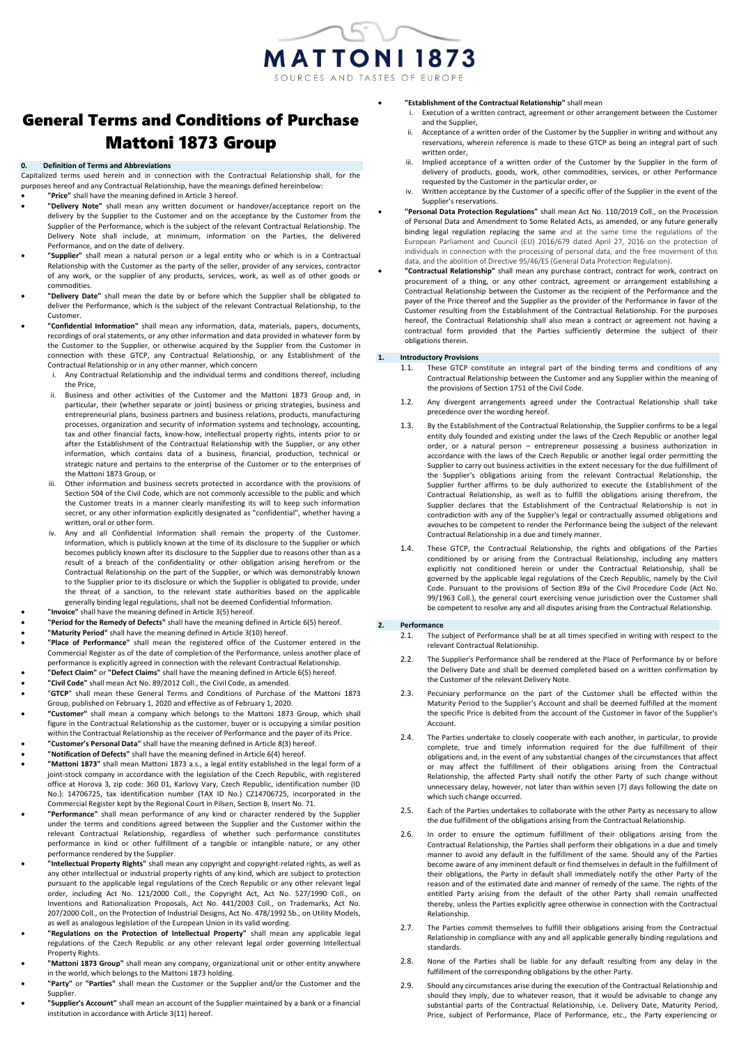# General Terms and Conditions of Purchase Mattoni 1873 Group

## 0. Definition of Terms and Abbreviations

Capitalized terms used herein and in connection with the Contractual Relationship shall, for the purposes hereof and any Contractual Relationship, have the meanings defined hereinbelow:

- **"Price"** shall have the meaning defined in Article 3 hereof.
- **"Delivery Note"** shall mean any written document or handover/acceptance report on the delivery by the Supplier to the Customer and on the acceptance by the Customer from the Supplier of the Performance, which is the subject of the relevant Contractual Relationship. The Delivery Note shall include, at minimum, information on the Parties, the delivered Performance, and on the date of delivery.
- **"Supplier"** shall mean a natural person or a legal entity who or which is in a Contractual Relationship with the Customer as the party of the seller, provider of any services, contractor of any work, or the supplier of any products, services, work, as well as of other goods or commodities.
- **"Delivery Date"** shall mean the date by or before which the Supplier shall be obligated to deliver the Performance, which is the subject of the relevant Contractual Relationship, to the Customer.
- **"Confidential Information"** shall mean any information, data, materials, papers, documents, recordings of oral statements, or any other information and data provided in whatever form by the Customer to the Supplier, or otherwise acquired by the Supplier from the Customer in connection with these GTCP, any Contractual Relationship, or any Establishment of the Contractual Relationship or in any other manner, which concern
  - i. Any Contractual Relationship and the individual terms and conditions thereof, including the Price,
  - ii. Business and other activities of the Customer and the Mattoni 1873 Group and, in particular, their (whether separate or joint) business or pricing strategies, business and entrepreneurial plans, business partners and business relations, products, manufacturing processes, organization and security of information systems and technology, accounting, tax and other financial facts, know-how, intellectual property rights, intents prior to or after the Establishment of the Contractual Relationship with the Supplier, or any other information, which contains data of a business, financial, production, technical or strategic nature and pertains to the enterprise of the Customer or to the enterprises of the Mattoni 1873 Group, or
  - iii. Other information and business secrets protected in accordance with the provisions of Section 504 of the Civil Code, which are not commonly accessible to the public and which the Customer treats in a manner clearly manifesting its will to keep such information secret, or any other information explicitly designated as "confidential", whether having a written, oral or other form.
  - iv. Any and all Confidential Information shall remain the property of the Customer. Information, which is publicly known at the time of its disclosure to the Supplier or which becomes publicly known after its disclosure to the Supplier due to reasons other than as a result of a breach of the confidentiality or other obligation arising herefrom or the Contractual Relationship on the part of the Supplier, or which was demonstrably known to the Supplier prior to its disclosure or which the Supplier is obligated to provide, under the threat of a sanction, to the relevant state authorities based on the applicable generally binding legal regulations, shall not be deemed Confidential Information.
- **"Invoice"** shall have the meaning defined in Article 3(5) hereof.
- **"Period for the Remedy of Defects"** shall have the meaning defined in Article 6(5) hereof.
- **"Maturity Period"** shall have the meaning defined in Article 3(10) hereof.
- **"Place of Performance"** shall mean the registered office of the Customer entered in the Commercial Register as of the date of completion of the Performance, unless another place of performance is explicitly agreed in connection with the relevant Contractual Relationship.
- **"Defect Claim"** or **"Defect Claims"** shall have the meaning defined in Article 6(5) hereof.
- **"Civil Code"** shall mean Act No. 89/2012 Coll., the Civil Code, as amended.
- "**GTCP**" shall mean these General Terms and Conditions of Purchase of the Mattoni 1873 Group, published on February 1, 2020 and effective as of February 1, 2020.
- **"Customer"** shall mean a company which belongs to the Mattoni 1873 Group, which shall figure in the Contractual Relationship as the customer, buyer or is occupying a similar position within the Contractual Relationship as the receiver of Performance and the payer of its Price.
- **"Customer's Personal Data"** shall have the meaning defined in Article 8(3) hereof.
- **"Notification of Defects"** shall have the meaning defined in Article 6(4) hereof.
- **"Mattoni 1873"** shall mean Mattoni 1873 a.s., a legal entity established in the legal form of a joint-stock company in accordance with the legislation of the Czech Republic, with registered office at Horova 3, zip code: 360 01, Karlovy Vary, Czech Republic, identification number (ID No.): 14706725, tax identification number (TAX ID No.) CZ14706725, incorporated in the Commercial Register kept by the Regional Court in Pilsen, Section B, Insert No. 71.
- **"Performance"** shall mean performance of any kind or character rendered by the Supplier under the terms and conditions agreed between the Supplier and the Customer within the relevant Contractual Relationship, regardless of whether such performance constitutes performance in kind or other fulfillment of a tangible or intangible nature, or any other performance rendered by the Supplier.
- **"Intellectual Property Rights"** shall mean any copyright and copyright-related rights, as well as any other intellectual or industrial property rights of any kind, which are subject to protection pursuant to the applicable legal regulations of the Czech Republic or any other relevant legal order, including Act No. 121/2000 Coll., the Copyright Act, Act No. 527/1990 Coll., on Inventions and Rationalization Proposals, Act No. 441/2003 Coll., on Trademarks, Act No. 207/2000 Coll., on the Protection of Industrial Designs, Act No. 478/1992 Sb., on Utility Models, as well as analogous legislation of the European Union in its valid wording.
- **"Regulations on the Protection of Intellectual Property"** shall mean any applicable legal regulations of the Czech Republic or any other relevant legal order governing Intellectual Property Rights.
- **"Mattoni 1873 Group"** shall mean any company, organizational unit or other entity anywhere in the world, which belongs to the Mattoni 1873 holding.
- **"Party"** or **"Parties"** shall mean the Customer or the Supplier and/or the Customer and the Supplier.
- **"Supplier's Account"** shall mean an account of the Supplier maintained by a bank or a financial institution in accordance with Article 3(11) hereof.
- **"Establishment of the Contractual Relationship"** shall mean
  - i. Execution of a written contract, agreement or other arrangement between the Customer and the Supplier,
  - ii. Acceptance of a written order of the Customer by the Supplier in writing and without any reservations, wherein reference is made to these GTCP as being an integral part of such written order,
  - iii. Implied acceptance of a written order of the Customer by the Supplier in the form of delivery of products, goods, work, other commodities, services, or other Performance requested by the Customer in the particular order, or
  - iv. Written acceptance by the Customer of a specific offer of the Supplier in the event of the Supplier's reservations.
- **"Personal Data Protection Regulations"** shall mean Act No. 110/2019 Coll., on the Procession of Personal Data and Amendment to Some Related Acts, as amended, or any future generally binding legal regulation replacing the same and at the same time the regulations of the European Parliament and Council (EU) 2016/679 dated April 27, 2016 on the protection of individuals in connection with the processing of personal data, and the free movement of this data, and the abolition of Directive 95/46/ES (General Data Protection Regulation).
- **"Contractual Relationship"** shall mean any purchase contract, contract for work, contract on procurement of a thing, or any other contract, agreement or arrangement establishing a Contractual Relationship between the Customer as the recipient of the Performance and the payer of the Price thereof and the Supplier as the provider of the Performance in favor of the Customer resulting from the Establishment of the Contractual Relationship. For the purposes hereof, the Contractual Relationship shall also mean a contract or agreement not having a contractual form provided that the Parties sufficiently determine the subject of their obligations therein.

## 1. Introductory Provisions

1.1. These GTCP constitute an integral part of the binding terms and conditions of any Contractual Relationship between the Customer and any Supplier within the meaning of the provisions of Section 1751 of the Civil Code.

1.2. Any divergent arrangements agreed under the Contractual Relationship shall take precedence over the wording hereof.

1.3. By the Establishment of the Contractual Relationship, the Supplier confirms to be a legal entity duly founded and existing under the laws of the Czech Republic or another legal order, or a natural person – entrepreneur possessing a business authorization in accordance with the laws of the Czech Republic or another legal order permitting the Supplier to carry out business activities in the extent necessary for the due fulfillment of the Supplier's obligations arising from the relevant Contractual Relationship, the Supplier further affirms to be duly authorized to execute the Establishment of the Contractual Relationship, as well as to fulfill the obligations arising therefrom, the Supplier declares that the Establishment of the Contractual Relationship is not in contradiction with any of the Supplier's legal or contractually assumed obligations and avouches to be competent to render the Performance being the subject of the relevant Contractual Relationship in a due and timely manner.

1.4. These GTCP, the Contractual Relationship, the rights and obligations of the Parties conditioned by or arising from the Contractual Relationship, including any matters explicitly not conditioned herein or under the Contractual Relationship, shall be governed by the applicable legal regulations of the Czech Republic, namely by the Civil Code. Pursuant to the provisions of Section 89a of the Civil Procedure Code (Act No. 99/1963 Coll.), the general court exercising venue jurisdiction over the Customer shall be competent to resolve any and all disputes arising from the Contractual Relationship.

## 2. Performance

2.1. The subject of Performance shall be at all times specified in writing with respect to the relevant Contractual Relationship.

2.2. The Supplier's Performance shall be rendered at the Place of Performance by or before the Delivery Date and shall be deemed completed based on a written confirmation by the Customer of the relevant Delivery Note.

2.3. Pecuniary performance on the part of the Customer shall be effected within the Maturity Period to the Supplier's Account and shall be deemed fulfilled at the moment the specific Price is debited from the account of the Customer in favor of the Supplier's Account.

2.4. The Parties undertake to closely cooperate with each another, in particular, to provide complete, true and timely information required for the due fulfillment of their obligations and, in the event of any substantial changes of the circumstances that affect or may affect the fulfillment of their obligations arising from the Contractual Relationship, the affected Party shall notify the other Party of such change without unnecessary delay, however, not later than within seven (7) days following the date on which such change occurred.

2.5. Each of the Parties undertakes to collaborate with the other Party as necessary to allow the due fulfillment of the obligations arising from the Contractual Relationship.

2.6. In order to ensure the optimum fulfillment of their obligations arising from the Contractual Relationship, the Parties shall perform their obligations in a due and timely manner to avoid any default in the fulfillment of the same. Should any of the Parties become aware of any imminent default or find themselves in default in the fulfillment of their obligations, the Party in default shall immediately notify the other Party of the reason and of the estimated date and manner of remedy of the same. The rights of the entitled Party arising from the default of the other Party shall remain unaffected thereby, unless the Parties explicitly agree otherwise in connection with the Contractual Relationship.

2.7. The Parties commit themselves to fulfill their obligations arising from the Contractual Relationship in compliance with any and all applicable generally binding regulations and standards.

2.8. None of the Parties shall be liable for any default resulting from any delay in the fulfillment of the corresponding obligations by the other Party.

2.9. Should any circumstances arise during the execution of the Contractual Relationship and should they imply, due to whatever reason, that it would be advisable to change any substantial parts of the Contractual Relationship, i.e. Delivery Date, Maturity Period, Price, subject of Performance, Place of Performance, etc., the Party experiencing or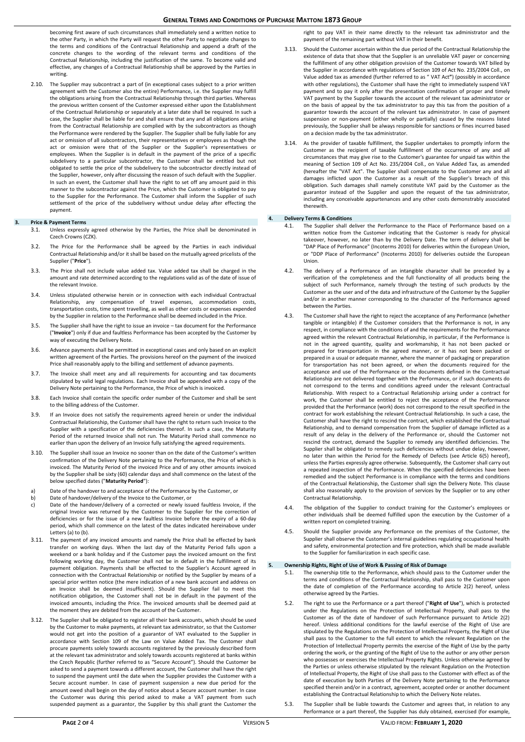becoming first aware of such circumstances shall immediately send a written notice to the other Party, in which the Party will request the other Party to negotiate changes to the terms and conditions of the Contractual Relationship and append a draft of the concrete changes to the wording of the relevant terms and conditions of the Contractual Relationship, including the justification of the same. To become valid and effective, any changes of a Contractual Relationship shall be approved by the Parties in writing.

2.10. The Supplier may subcontract a part of (in exceptional cases subject to a prior written agreement with the Customer also the entire) Performance, i.e. the Supplier may fulfill the obligations arising from the Contractual Relationship through third parties. Whereas the previous written consent of the Customer expressed either upon the Establishment of the Contractual Relationship or separately at a later date shall be required. In such a case, the Supplier shall be liable for and shall ensure that any and all obligations arising from the Contractual Relationship are complied with by the subcontractors as though the Performance were rendered by the Supplier. The Supplier shall be fully liable for any act or omission of all subcontractors, their representatives or employees as though the act or omission were that of the Supplier or the Supplier's representatives or employees. When the Supplier is in default in the payment of the price of a specific subdelivery to a particular subcontractor, the Customer shall be entitled but not obligated to settle the price of the subdelivery to the subcontractor directly instead of the Supplier, however, only after discussing the reason of such default with the Supplier. In such an event, the Customer shall have the right to set off any amount paid in this manner to the subcontractor against the Price, which the Customer is obligated to pay to the Supplier for the Performance. The Customer shall inform the Supplier of such settlement of the price of the subdelivery without undue delay after effecting the payment.

## 3. Price & Payment Terms

3.1. Unless expressly agreed otherwise by the Parties, the Price shall be denominated in Czech Crowns (CZK).

3.2. The Price for the Performance shall be agreed by the Parties in each individual Contractual Relationship and/or it shall be based on the mutually agreed pricelists of the Supplier ("**Price**").

3.3. The Price shall not include value added tax. Value added tax shall be charged in the amount and rate determined according to the regulations valid as of the date of issue of the relevant Invoice.

3.4. Unless stipulated otherwise herein or in connection with each individual Contractual Relationship, any compensation of travel expenses, accommodation costs, transportation costs, time spent travelling, as well as other costs or expenses expended by the Supplier in relation to the Performance shall be deemed included in the Price.

3.5. The Supplier shall have the right to issue an invoice – tax document for the Performance ("**Invoice**") only if due and faultless Performance has been accepted by the Customer by way of executing the Delivery Note.

3.6. Advance payments shall be permitted in exceptional cases and only based on an explicit written agreement of the Parties. The provisions hereof on the payment of the invoiced Price shall reasonably apply to the billing and settlement of advance payments.

3.7. The Invoice shall meet any and all requirements for accounting and tax documents stipulated by valid legal regulations. Each Invoice shall be appended with a copy of the Delivery Note pertaining to the Performance, the Price of which is invoiced.

3.8. Each Invoice shall contain the specific order number of the Customer and shall be sent to the billing address of the Customer.

3.9. If an Invoice does not satisfy the requirements agreed herein or under the individual Contractual Relationship, the Customer shall have the right to return such Invoice to the Supplier with a specification of the deficiencies thereof. In such a case, the Maturity Period of the returned Invoice shall not run. The Maturity Period shall commence no earlier than upon the delivery of an Invoice fully satisfying the agreed requirements.

3.10. The Supplier shall issue an Invoice no sooner than on the date of the Customer's written confirmation of the Delivery Note pertaining to the Performance, the Price of which is invoiced. The Maturity Period of the invoiced Price and of any other amounts invoiced by the Supplier shall be sixty (60) calendar days and shall commence on the latest of the below specified dates ("**Maturity Period**"):

a) Date of the handover to and acceptance of the Performance by the Customer, or
b) Date of handover/delivery of the Invoice to the Customer, or
c) Date of the handover/delivery of a corrected or newly issued faultless Invoice, if the original Invoice was returned by the Customer to the Supplier for the correction of deficiencies or for the issue of a new faultless Invoice before the expiry of a 60-day period, which shall commence on the latest of the dates indicated hereinabove under Letters (a) to (b).

3.11. The payment of any invoiced amounts and namely the Price shall be effected by bank transfer on working days. When the last day of the Maturity Period falls upon a weekend or a bank holiday and if the Customer pays the invoiced amount on the first following working day, the Customer shall not be in default in the fulfillment of its payment obligation. Payments shall be effected to the Supplier's Account agreed in connection with the Contractual Relationship or notified by the Supplier by means of a special prior written notice (the mere indication of a new bank account and address on an Invoice shall be deemed insufficient). Should the Supplier fail to meet this notification obligation, the Customer shall not be in default in the payment of the invoiced amounts, including the Price. The invoiced amounts shall be deemed paid at the moment they are debited from the account of the Customer.

3.12. The Supplier shall be obligated to register all their bank accounts, which should be used by the Customer to make payments, at relevant tax administrator, so that the Customer would not get into the position of a guarantor of VAT evaluated to the Supplier in accordance with Section 109 of the Law on Value Added Tax. The Customer shall procure payments solely towards accounts registered by the previously described form at the relevant tax administrator and solely towards accounts registered at banks within the Czech Republic (further referred to as "Secure Account"). Should the Customer be asked to send a payment towards a different account, the Customer shall have the right to suspend the payment until the date when the Supplier provides the Customer with a Secure account number. In case of payment suspension a new due period for the amount owed shall begin on the day of notice about a Secure account number. In case the Customer was during this period asked to make a VAT payment from such suspended payment as a guarantor, the Supplier by this shall grant the Customer the right to pay VAT in their name directly to the relevant tax administrator and the payment of the remaining part without VAT in their benefit.

3.13. Should the Customer ascertain within the due period of the Contractual Relationship the existence of data that show that the Supplier is an unreliable VAT payer or concerning the fulfillment of any other obligation provision of the Customer towards VAT billed by the Supplier in accordance with regulations of Section 109 of Act No. 235/2004 Coll., on Value added tax as amended (further referred to as " VAT Act") (possibly in accordance with other regulations), the Customer shall have the right to immediately suspend VAT payment and to pay it only after the presentation confirmation of proper and timely VAT payment by the Supplier towards the account of the relevant tax administrator or on the basis of appeal by the tax administrator to pay this tax from the position of a guarantor towards the account of the relevant tax administrator. In case of payment suspension or non-payment (either wholly or partially) caused by the reasons listed previously, the Supplier shall be always responsible for sanctions or fines incurred based on a decision made by the tax administrator.

3.14. As the provider of taxable fulfillment, the Supplier undertakes to promptly inform the Customer as the recipient of taxable fulfillment of the occurrence of any and all circumstances that may give rise to the Customer's guarantee for unpaid tax within the meaning of Section 109 of Act No. 235/2004 Coll., on Value Added Tax, as amended (hereafter the "VAT Act". The Supplier shall compensate to the Customer any and all damages inflicted upon the Customer as a result of the Supplier's breach of this obligation. Such damages shall namely constitute VAT paid by the Customer as the guarantor instead of the Supplier and upon the request of the tax administrator, including any conceivable appurtenances and any other costs demonstrably associated therewith.

## 4. Delivery Terms & Conditions

4.1. The Supplier shall deliver the Performance to the Place of Performance based on a written notice from the Customer indicating that the Customer is ready for physical takeover, however, no later than by the Delivery Date. The term of delivery shall be "DAP Place of Performance" (Incoterms 2010) for deliveries within the European Union, or "DDP Place of Performance" (Incoterms 2010) for deliveries outside the European Union.

4.2. The delivery of a Performance of an intangible character shall be preceded by a verification of the completeness and the full functionality of all products being the subject of such Performance, namely through the testing of such products by the Customer as the user and of the data and infrastructure of the Customer by the Supplier and/or in another manner corresponding to the character of the Performance agreed between the Parties.

4.3. The Customer shall have the right to reject the acceptance of any Performance (whether tangible or intangible) if the Customer considers that the Performance is not, in any respect, in compliance with the conditions of and the requirements for the Performance agreed within the relevant Contractual Relationship, in particular, if the Performance is not in the agreed quantity, quality and workmanship, it has not been packed or prepared for transportation in the agreed manner, or it has not been packed or prepared in a usual or adequate manner, where the manner of packaging or preparation for transportation has not been agreed, or when the documents required for the acceptance and use of the Performance or the documents defined in the Contractual Relationship are not delivered together with the Performance, or if such documents do not correspond to the terms and conditions agreed under the relevant Contractual Relationship. With respect to a Contractual Relationship arising under a contract for work, the Customer shall be entitled to reject the acceptance of the Performance provided that the Performance (work) does not correspond to the result specified in the contract for work establishing the relevant Contractual Relationship. In such a case, the Customer shall have the right to rescind the contract, which established the Contractual Relationship, and to demand compensation from the Supplier of damage inflicted as a result of any delay in the delivery of the Performance or, should the Customer not rescind the contract, demand the Supplier to remedy any identified deficiencies. The Supplier shall be obligated to remedy such deficiencies without undue delay, however, no later than within the Period for the Remedy of Defects (see Article 6(5) hereof), unless the Parties expressly agree otherwise. Subsequently, the Customer shall carry out a repeated inspection of the Performance. When the specified deficiencies have been remedied and the subject Performance is in compliance with the terms and conditions of the Contractual Relationship, the Customer shall sign the Delivery Note. This clause shall also reasonably apply to the provision of services by the Supplier or to any other Contractual Relationship.

4.4. The obligation of the Supplier to conduct training for the Customer's employees or other individuals shall be deemed fulfilled upon the execution by the Customer of a written report on completed training.

4.5. Should the Supplier provide any Performance on the premises of the Customer, the Supplier shall observe the Customer's internal guidelines regulating occupational health and safety, environmental protection and fire protection, which shall be made available to the Supplier for familiarization in each specific case.

## 5. Ownership Rights, Right of Use of Work & Passing of Risk of Damage

5.1. The ownership title to the Performance, which should pass to the Customer under the terms and conditions of the Contractual Relationship, shall pass to the Customer upon the date of completion of the Performance according to Article 2(2) hereof, unless otherwise agreed by the Parties.

5.2. The right to use the Performance or a part thereof ("**Right of Use**"), which is protected under the Regulations on the Protection of Intellectual Property, shall pass to the Customer as of the date of handover of such Performance pursuant to Article 2(2) hereof. Unless additional conditions for the lawful exercise of the Right of Use are stipulated by the Regulations on the Protection of Intellectual Property, the Right of Use shall pass to the Customer to the full extent to which the relevant Regulation on the Protection of Intellectual Property permits the exercise of the Right of Use by the party ordering the work, or the granting of the Right of Use to the author or any other person who possesses or exercises the Intellectual Property Rights. Unless otherwise agreed by the Parties or unless otherwise stipulated by the relevant Regulation on the Protection of Intellectual Property, the Right of Use shall pass to the Customer with effect as of the date of execution by both Parties of the Delivery Note pertaining to the Performance specified therein and/or in a contract, agreement, accepted order or another document establishing the Contractual Relationship to which the Delivery Note relates.

5.3. The Supplier shall be liable towards the Customer and agrees that, in relation to any Performance or a part thereof, the Supplier has duly obtained, exercised (for example,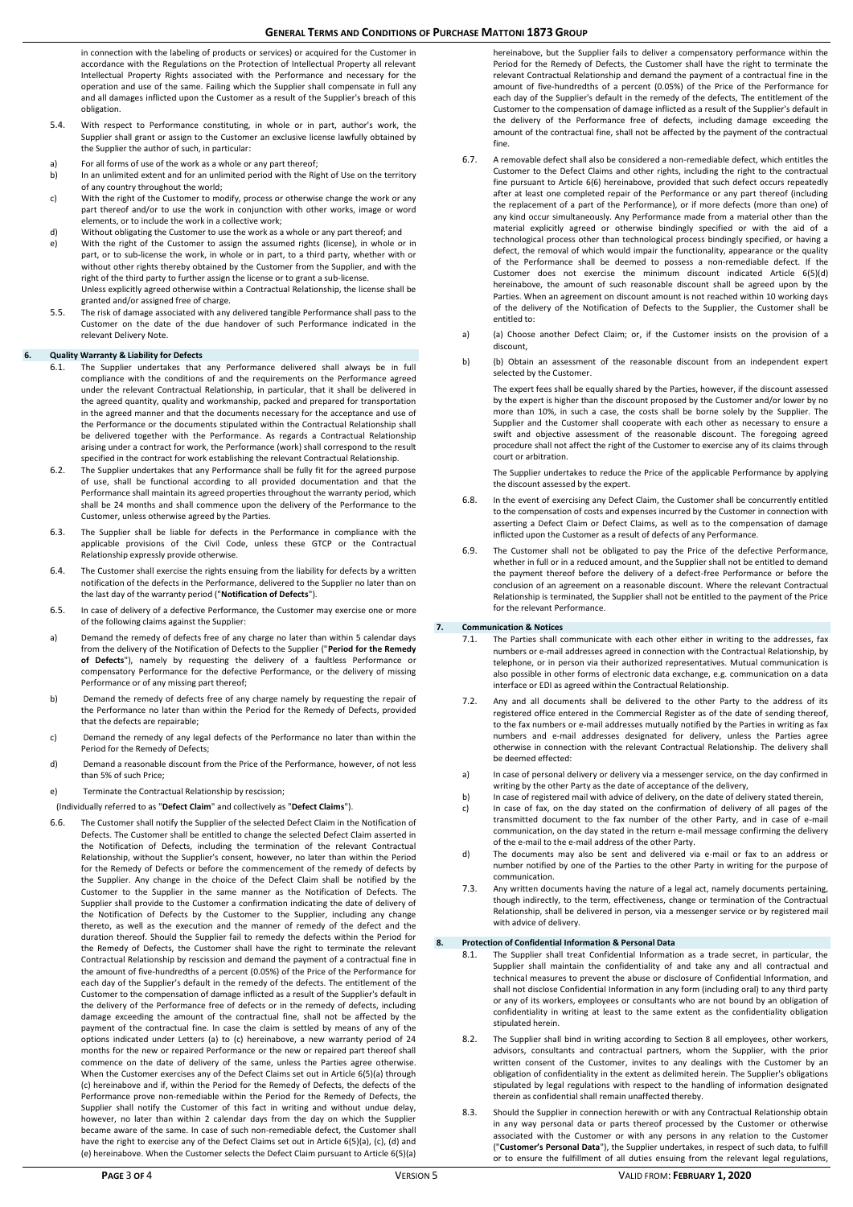in connection with the labeling of products or services) or acquired for the Customer in accordance with the Regulations on the Protection of Intellectual Property all relevant Intellectual Property Rights associated with the Performance and necessary for the operation and use of the same. Failing which the Supplier shall compensate in full any and all damages inflicted upon the Customer as a result of the Supplier's breach of this obligation.

5.4. With respect to Performance constituting, in whole or in part, author's work, the Supplier shall grant or assign to the Customer an exclusive license lawfully obtained by the Supplier the author of such, in particular:

a) For all forms of use of the work as a whole or any part thereof;
b) In an unlimited extent and for an unlimited period with the Right of Use on the territory of any country throughout the world;
c) With the right of the Customer to modify, process or otherwise change the work or any part thereof and/or to use the work in conjunction with other works, image or word elements, or to include the work in a collective work;
d) Without obligating the Customer to use the work as a whole or any part thereof; and
e) With the right of the Customer to assign the assumed rights (license), in whole or in part, or to sub-license the work, in whole or in part, to a third party, whether with or without other rights thereby obtained by the Customer from the Supplier, and with the right of the third party to further assign the license or to grant a sub-license.

Unless explicitly agreed otherwise within a Contractual Relationship, the license shall be granted and/or assigned free of charge.

5.5. The risk of damage associated with any delivered tangible Performance shall pass to the Customer on the date of the due handover of such Performance indicated in the relevant Delivery Note.

## 6. Quality Warranty & Liability for Defects

6.1. The Supplier undertakes that any Performance delivered shall always be in full compliance with the conditions of and the requirements on the Performance agreed under the relevant Contractual Relationship, in particular, that it shall be delivered in the agreed quantity, quality and workmanship, packed and prepared for transportation in the agreed manner and that the documents necessary for the acceptance and use of the Performance or the documents stipulated within the Contractual Relationship shall be delivered together with the Performance. As regards a Contractual Relationship arising under a contract for work, the Performance (work) shall correspond to the result specified in the contract for work establishing the relevant Contractual Relationship.

6.2. The Supplier undertakes that any Performance shall be fully fit for the agreed purpose of use, shall be functional according to all provided documentation and that the Performance shall maintain its agreed properties throughout the warranty period, which shall be 24 months and shall commence upon the delivery of the Performance to the Customer, unless otherwise agreed by the Parties.

6.3. The Supplier shall be liable for defects in the Performance in compliance with the applicable provisions of the Civil Code, unless these GTCP or the Contractual Relationship expressly provide otherwise.

6.4. The Customer shall exercise the rights ensuing from the liability for defects by a written notification of the defects in the Performance, delivered to the Supplier no later than on the last day of the warranty period ("**Notification of Defects**").

6.5. In case of delivery of a defective Performance, the Customer may exercise one or more of the following claims against the Supplier:

a) Demand the remedy of defects free of any charge no later than within 5 calendar days from the delivery of the Notification of Defects to the Supplier ("**Period for the Remedy of Defects**"), namely by requesting the delivery of a faultless Performance or compensatory Performance for the defective Performance, or the delivery of missing Performance or of any missing part thereof;

b) Demand the remedy of defects free of any charge namely by requesting the repair of the Performance no later than within the Period for the Remedy of Defects, provided that the defects are repairable;

c) Demand the remedy of any legal defects of the Performance no later than within the Period for the Remedy of Defects;

d) Demand a reasonable discount from the Price of the Performance, however, of not less than 5% of such Price;

e) Terminate the Contractual Relationship by rescission;

(Individually referred to as "**Defect Claim**" and collectively as "**Defect Claims**").

6.6. The Customer shall notify the Supplier of the selected Defect Claim in the Notification of Defects. The Customer shall be entitled to change the selected Defect Claim asserted in the Notification of Defects, including the termination of the relevant Contractual Relationship, without the Supplier's consent, however, no later than within the Period for the Remedy of Defects or before the commencement of the remedy of defects by the Supplier. Any change in the choice of the Defect Claim shall be notified by the Customer to the Supplier in the same manner as the Notification of Defects. The Supplier shall provide to the Customer a confirmation indicating the date of delivery of the Notification of Defects by the Customer to the Supplier, including any change thereto, as well as the execution and the manner of remedy of the defect and the duration thereof. Should the Supplier fail to remedy the defects within the Period for the Remedy of Defects, the Customer shall have the right to terminate the relevant Contractual Relationship by rescission and demand the payment of a contractual fine in the amount of five-hundredths of a percent (0.05%) of the Price of the Performance for each day of the Supplier's default in the remedy of the defects. The entitlement of the Customer to the compensation of damage inflicted as a result of the Supplier's default in the delivery of the Performance free of defects or in the remedy of defects, including damage exceeding the amount of the contractual fine, shall not be affected by the payment of the contractual fine. In case the claim is settled by means of any of the options indicated under Letters (a) to (c) hereinabove, a new warranty period of 24 months for the new or repaired Performance or the new or repaired part thereof shall commence on the date of delivery of the same, unless the Parties agree otherwise. When the Customer exercises any of the Defect Claims set out in Article 6(5)(a) through (c) hereinabove and if, within the Period for the Remedy of Defects, the defects of the Performance prove non-remediable within the Period for the Remedy of Defects, the Supplier shall notify the Customer of this fact in writing and without undue delay, however, no later than within 2 calendar days from the day on which the Supplier became aware of the same. In case of such non-remediable defect, the Customer shall have the right to exercise any of the Defect Claims set out in Article 6(5)(a), (c), (d) and (e) hereinabove. When the Customer selects the Defect Claim pursuant to Article 6(5)(a) hereinabove, but the Supplier fails to deliver a compensatory performance within the Period for the Remedy of Defects, the Customer shall have the right to terminate the relevant Contractual Relationship and demand the payment of a contractual fine in the amount of five-hundredths of a percent (0.05%) of the Price of the Performance for each day of the Supplier's default in the remedy of the defects, The entitlement of the Customer to the compensation of damage inflicted as a result of the Supplier's default in the delivery of the Performance free of defects, including damage exceeding the amount of the contractual fine, shall not be affected by the payment of the contractual fine.

6.7. A removable defect shall also be considered a non-remediable defect, which entitles the Customer to the Defect Claims and other rights, including the right to the contractual fine pursuant to Article 6(6) hereinabove, provided that such defect occurs repeatedly after at least one completed repair of the Performance or any part thereof (including the replacement of a part of the Performance), or if more defects (more than one) of any kind occur simultaneously. Any Performance made from a material other than the material explicitly agreed or otherwise bindingly specified or with the aid of a technological process other than technological process bindingly specified, or having a defect, the removal of which would impair the functionality, appearance or the quality of the Performance shall be deemed to possess a non-remediable defect. If the Customer does not exercise the minimum discount indicated Article 6(5)(d) hereinabove, the amount of such reasonable discount shall be agreed upon by the Parties. When an agreement on discount amount is not reached within 10 working days of the delivery of the Notification of Defects to the Supplier, the Customer shall be entitled to:

a) (a) Choose another Defect Claim; or, if the Customer insists on the provision of a discount,

b) (b) Obtain an assessment of the reasonable discount from an independent expert selected by the Customer.

The expert fees shall be equally shared by the Parties, however, if the discount assessed by the expert is higher than the discount proposed by the Customer and/or lower by no more than 10%, in such a case, the costs shall be borne solely by the Supplier. The Supplier and the Customer shall cooperate with each other as necessary to ensure a swift and objective assessment of the reasonable discount. The foregoing agreed procedure shall not affect the right of the Customer to exercise any of its claims through court or arbitration.

The Supplier undertakes to reduce the Price of the applicable Performance by applying the discount assessed by the expert.

6.8. In the event of exercising any Defect Claim, the Customer shall be concurrently entitled to the compensation of costs and expenses incurred by the Customer in connection with asserting a Defect Claim or Defect Claims, as well as to the compensation of damage inflicted upon the Customer as a result of defects of any Performance.

6.9. The Customer shall not be obligated to pay the Price of the defective Performance, whether in full or in a reduced amount, and the Supplier shall not be entitled to demand the payment thereof before the delivery of a defect-free Performance or before the conclusion of an agreement on a reasonable discount. Where the relevant Contractual Relationship is terminated, the Supplier shall not be entitled to the payment of the Price for the relevant Performance.

## 7. Communication & Notices

7.1. The Parties shall communicate with each other either in writing to the addresses, fax numbers or e-mail addresses agreed in connection with the Contractual Relationship, by telephone, or in person via their authorized representatives. Mutual communication is also possible in other forms of electronic data exchange, e.g. communication on a data interface or EDI as agreed within the Contractual Relationship.

7.2. Any and all documents shall be delivered to the other Party to the address of its registered office entered in the Commercial Register as of the date of sending thereof, to the fax numbers or e-mail addresses mutually notified by the Parties in writing as fax numbers and e-mail addresses designated for delivery, unless the Parties agree otherwise in connection with the relevant Contractual Relationship. The delivery shall be deemed effected:

a) In case of personal delivery or delivery via a messenger service, on the day confirmed in writing by the other Party as the date of acceptance of the delivery,
b) In case of registered mail with advice of delivery, on the date of delivery stated therein,
c) In case of fax, on the day stated on the confirmation of delivery of all pages of the transmitted document to the fax number of the other Party, and in case of e-mail communication, on the day stated in the return e-mail message confirming the delivery of the e-mail to the e-mail address of the other Party.
d) The documents may also be sent and delivered via e-mail or fax to an address or number notified by one of the Parties to the other Party in writing for the purpose of communication.

7.3. Any written documents having the nature of a legal act, namely documents pertaining, though indirectly, to the term, effectiveness, change or termination of the Contractual Relationship, shall be delivered in person, via a messenger service or by registered mail with advice of delivery.

## 8. Protection of Confidential Information & Personal Data

8.1. The Supplier shall treat Confidential Information as a trade secret, in particular, the Supplier shall maintain the confidentiality of and take any and all contractual and technical measures to prevent the abuse or disclosure of Confidential Information, and shall not disclose Confidential Information in any form (including oral) to any third party or any of its workers, employees or consultants who are not bound by an obligation of confidentiality in writing at least to the same extent as the confidentiality obligation stipulated herein.

8.2. The Supplier shall bind in writing according to Section 8 all employees, other workers, advisors, consultants and contractual partners, whom the Supplier, with the prior written consent of the Customer, invites to any dealings with the Customer by an obligation of confidentiality in the extent as delimited herein. The Supplier's obligations stipulated by legal regulations with respect to the handling of information designated therein as confidential shall remain unaffected thereby.

8.3. Should the Supplier in connection herewith or with any Contractual Relationship obtain in any way personal data or parts thereof processed by the Customer or otherwise associated with the Customer or with any persons in any relation to the Customer ("**Customer's Personal Data**"), the Supplier undertakes, in respect of such data, to fulfill or to ensure the fulfillment of all duties ensuing from the relevant legal regulations,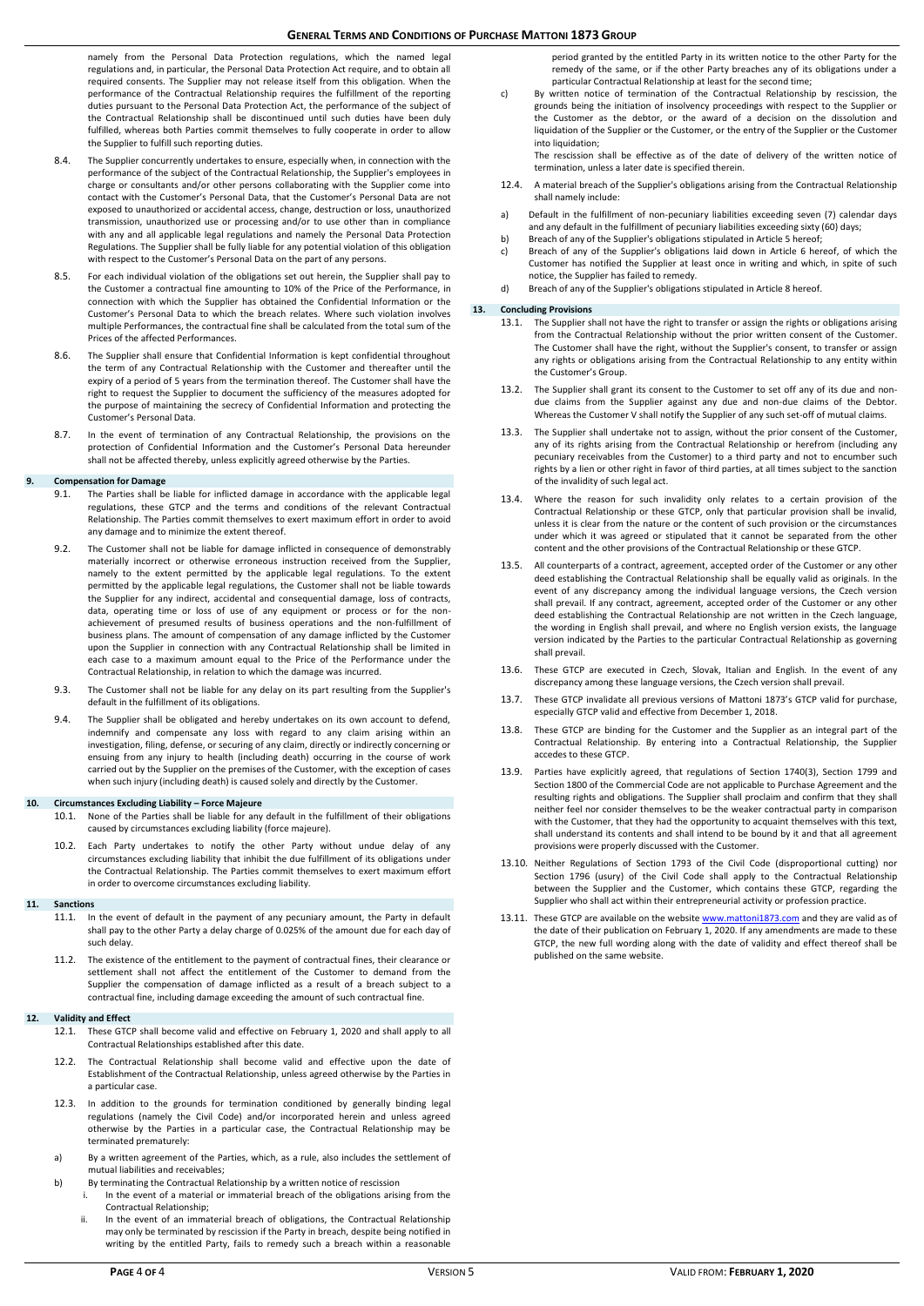namely from the Personal Data Protection regulations, which the named legal regulations and, in particular, the Personal Data Protection Act require, and to obtain all required consents. The Supplier may not release itself from this obligation. When the performance of the Contractual Relationship requires the fulfillment of the reporting duties pursuant to the Personal Data Protection Act, the performance of the subject of the Contractual Relationship shall be discontinued until such duties have been duly fulfilled, whereas both Parties commit themselves to fully cooperate in order to allow the Supplier to fulfill such reporting duties.

8.4. The Supplier concurrently undertakes to ensure, especially when, in connection with the performance of the subject of the Contractual Relationship, the Supplier's employees in charge or consultants and/or other persons collaborating with the Supplier come into contact with the Customer's Personal Data, that the Customer's Personal Data are not exposed to unauthorized or accidental access, change, destruction or loss, unauthorized transmission, unauthorized use or processing and/or to use other than in compliance with any and all applicable legal regulations and namely the Personal Data Protection Regulations. The Supplier shall be fully liable for any potential violation of this obligation with respect to the Customer's Personal Data on the part of any persons.

8.5. For each individual violation of the obligations set out herein, the Supplier shall pay to the Customer a contractual fine amounting to 10% of the Price of the Performance, in connection with which the Supplier has obtained the Confidential Information or the Customer's Personal Data to which the breach relates. Where such violation involves multiple Performances, the contractual fine shall be calculated from the total sum of the Prices of the affected Performances.

8.6. The Supplier shall ensure that Confidential Information is kept confidential throughout the term of any Contractual Relationship with the Customer and thereafter until the expiry of a period of 5 years from the termination thereof. The Customer shall have the right to request the Supplier to document the sufficiency of the measures adopted for the purpose of maintaining the secrecy of Confidential Information and protecting the Customer's Personal Data.

8.7. In the event of termination of any Contractual Relationship, the provisions on the protection of Confidential Information and the Customer's Personal Data hereunder shall not be affected thereby, unless explicitly agreed otherwise by the Parties.

## 9. Compensation for Damage

9.1. The Parties shall be liable for inflicted damage in accordance with the applicable legal regulations, these GTCP and the terms and conditions of the relevant Contractual Relationship. The Parties commit themselves to exert maximum effort in order to avoid any damage and to minimize the extent thereof.

9.2. The Customer shall not be liable for damage inflicted in consequence of demonstrably materially incorrect or otherwise erroneous instruction received from the Supplier, namely to the extent permitted by the applicable legal regulations. To the extent permitted by the applicable legal regulations, the Customer shall not be liable towards the Supplier for any indirect, accidental and consequential damage, loss of contracts, data, operating time or loss of use of any equipment or process or for the non-achievement of presumed results of business operations and the non-fulfillment of business plans. The amount of compensation of any damage inflicted by the Customer upon the Supplier in connection with any Contractual Relationship shall be limited in each case to a maximum amount equal to the Price of the Performance under the Contractual Relationship, in relation to which the damage was incurred.

9.3. The Customer shall not be liable for any delay on its part resulting from the Supplier's default in the fulfillment of its obligations.

9.4. The Supplier shall be obligated and hereby undertakes on its own account to defend, indemnify and compensate any loss with regard to any claim arising within an investigation, filing, defense, or securing of any claim, directly or indirectly concerning or ensuing from any injury to health (including death) occurring in the course of work carried out by the Supplier on the premises of the Customer, with the exception of cases when such injury (including death) is caused solely and directly by the Customer.

## 10. Circumstances Excluding Liability – Force Majeure

10.1. None of the Parties shall be liable for any default in the fulfillment of their obligations caused by circumstances excluding liability (force majeure).

10.2. Each Party undertakes to notify the other Party without undue delay of any circumstances excluding liability that inhibit the due fulfillment of its obligations under the Contractual Relationship. The Parties commit themselves to exert maximum effort in order to overcome circumstances excluding liability.

## 11. Sanctions

11.1. In the event of default in the payment of any pecuniary amount, the Party in default shall pay to the other Party a delay charge of 0.025% of the amount due for each day of such delay.

11.2. The existence of the entitlement to the payment of contractual fines, their clearance or settlement shall not affect the entitlement of the Customer to demand from the Supplier the compensation of damage inflicted as a result of a breach subject to a contractual fine, including damage exceeding the amount of such contractual fine.

## 12. Validity and Effect

12.1. These GTCP shall become valid and effective on February 1, 2020 and shall apply to all Contractual Relationships established after this date.

12.2. The Contractual Relationship shall become valid and effective upon the date of Establishment of the Contractual Relationship, unless agreed otherwise by the Parties in a particular case.

12.3. In addition to the grounds for termination conditioned by generally binding legal regulations (namely the Civil Code) and/or incorporated herein and unless agreed otherwise by the Parties in a particular case, the Contractual Relationship may be terminated prematurely:

a) By a written agreement of the Parties, which, as a rule, also includes the settlement of mutual liabilities and receivables;

b) By terminating the Contractual Relationship by a written notice of rescission
   i. In the event of a material or immaterial breach of the obligations arising from the Contractual Relationship;
   ii. In the event of an immaterial breach of obligations, the Contractual Relationship may only be terminated by rescission if the Party in breach, despite being notified in writing by the entitled Party, fails to remedy such a breach within a reasonable period granted by the entitled Party in its written notice to the other Party for the remedy of the same, or if the other Party breaches any of its obligations under a particular Contractual Relationship at least for the second time;

c) By written notice of termination of the Contractual Relationship by rescission, the grounds being the initiation of insolvency proceedings with respect to the Supplier or the Customer as the debtor, or the award of a decision on the dissolution and liquidation of the Supplier or the Customer, or the entry of the Supplier or the Customer into liquidation;

The rescission shall be effective as of the date of delivery of the written notice of termination, unless a later date is specified therein.

12.4. A material breach of the Supplier's obligations arising from the Contractual Relationship shall namely include:

a) Default in the fulfillment of non-pecuniary liabilities exceeding seven (7) calendar days and any default in the fulfillment of pecuniary liabilities exceeding sixty (60) days;

b) Breach of any of the Supplier's obligations stipulated in Article 5 hereof;

c) Breach of any of the Supplier's obligations laid down in Article 6 hereof, of which the Customer has notified the Supplier at least once in writing and which, in spite of such notice, the Supplier has failed to remedy.

d) Breach of any of the Supplier's obligations stipulated in Article 8 hereof.

## 13. Concluding Provisions

13.1. The Supplier shall not have the right to transfer or assign the rights or obligations arising from the Contractual Relationship without the prior written consent of the Customer. The Customer shall have the right, without the Supplier's consent, to transfer or assign any rights or obligations arising from the Contractual Relationship to any entity within the Customer's Group.

13.2. The Supplier shall grant its consent to the Customer to set off any of its due and non-due claims from the Supplier against any due and non-due claims of the Debtor. Whereas the Customer V shall notify the Supplier of any such set-off of mutual claims.

13.3. The Supplier shall undertake not to assign, without the prior consent of the Customer, any of its rights arising from the Contractual Relationship or herefrom (including any pecuniary receivables from the Customer) to a third party and not to encumber such rights by a lien or other right in favor of third parties, at all times subject to the sanction of the invalidity of such legal act.

13.4. Where the reason for such invalidity only relates to a certain provision of the Contractual Relationship or these GTCP, only that particular provision shall be invalid, unless it is clear from the nature or the content of such provision or the circumstances under which it was agreed or stipulated that it cannot be separated from the other content and the other provisions of the Contractual Relationship or these GTCP.

13.5. All counterparts of a contract, agreement, accepted order of the Customer or any other deed establishing the Contractual Relationship shall be equally valid as originals. In the event of any discrepancy among the individual language versions, the Czech version shall prevail. If any contract, agreement, accepted order of the Customer or any other deed establishing the Contractual Relationship are not written in the Czech language, the wording in English shall prevail, and where no English version exists, the language version indicated by the Parties to the particular Contractual Relationship as governing shall prevail.

13.6. These GTCP are executed in Czech, Slovak, Italian and English. In the event of any discrepancy among these language versions, the Czech version shall prevail.

13.7. These GTCP invalidate all previous versions of Mattoni 1873's GTCP valid for purchase, especially GTCP valid and effective from December 1, 2018.

13.8. These GTCP are binding for the Customer and the Supplier as an integral part of the Contractual Relationship. By entering into a Contractual Relationship, the Supplier accedes to these GTCP.

13.9. Parties have explicitly agreed, that regulations of Section 1740(3), Section 1799 and Section 1800 of the Commercial Code are not applicable to Purchase Agreement and the resulting rights and obligations. The Supplier shall proclaim and confirm that they shall neither feel nor consider themselves to be the weaker contractual party in comparison with the Customer, that they had the opportunity to acquaint themselves with this text, shall understand its contents and shall intend to be bound by it and that all agreement provisions were properly discussed with the Customer.

13.10. Neither Regulations of Section 1793 of the Civil Code (disproportional cutting) nor Section 1796 (usury) of the Civil Code shall apply to the Contractual Relationship between the Supplier and the Customer, which contains these GTCP, regarding the Supplier who shall act within their entrepreneurial activity or profession practice.

13.11. These GTCP are available on the website www.mattoni1873.com and they are valid as of the date of their publication on February 1, 2020. If any amendments are made to these GTCP, the new full wording along with the date of validity and effect thereof shall be published on the same website.